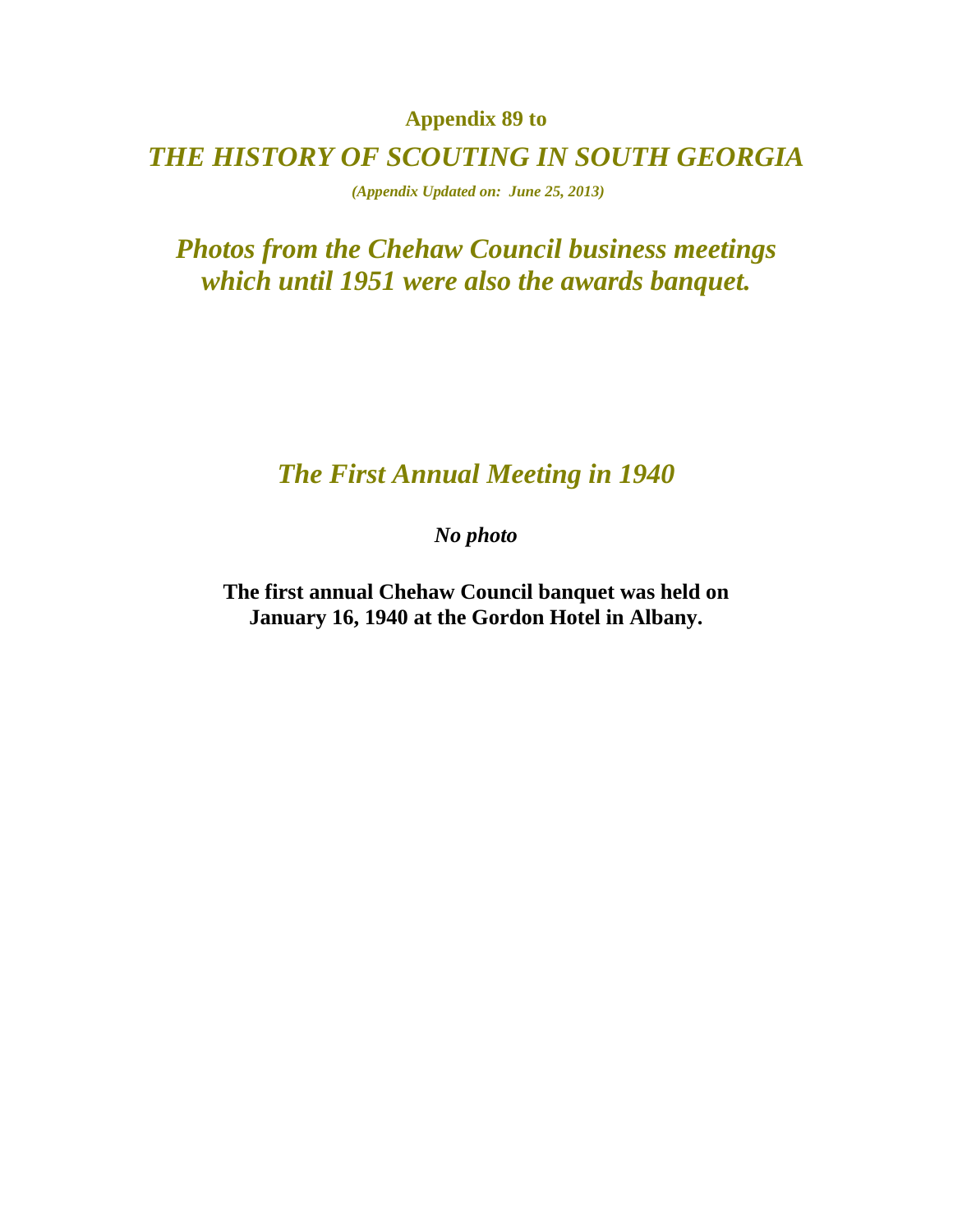**Appendix 89 to**

# *THE HISTORY OF SCOUTING IN SOUTH GEORGIA*

***(Appendix Updated on: June 25, 2013)***

## *Photos from the Chehaw Council business meetings which until 1951 were also the awards banquet.*

## *The First Annual Meeting in 1940*

***No photo***

**The first annual Chehaw Council banquet was held on January 16, 1940 at the Gordon Hotel in Albany.**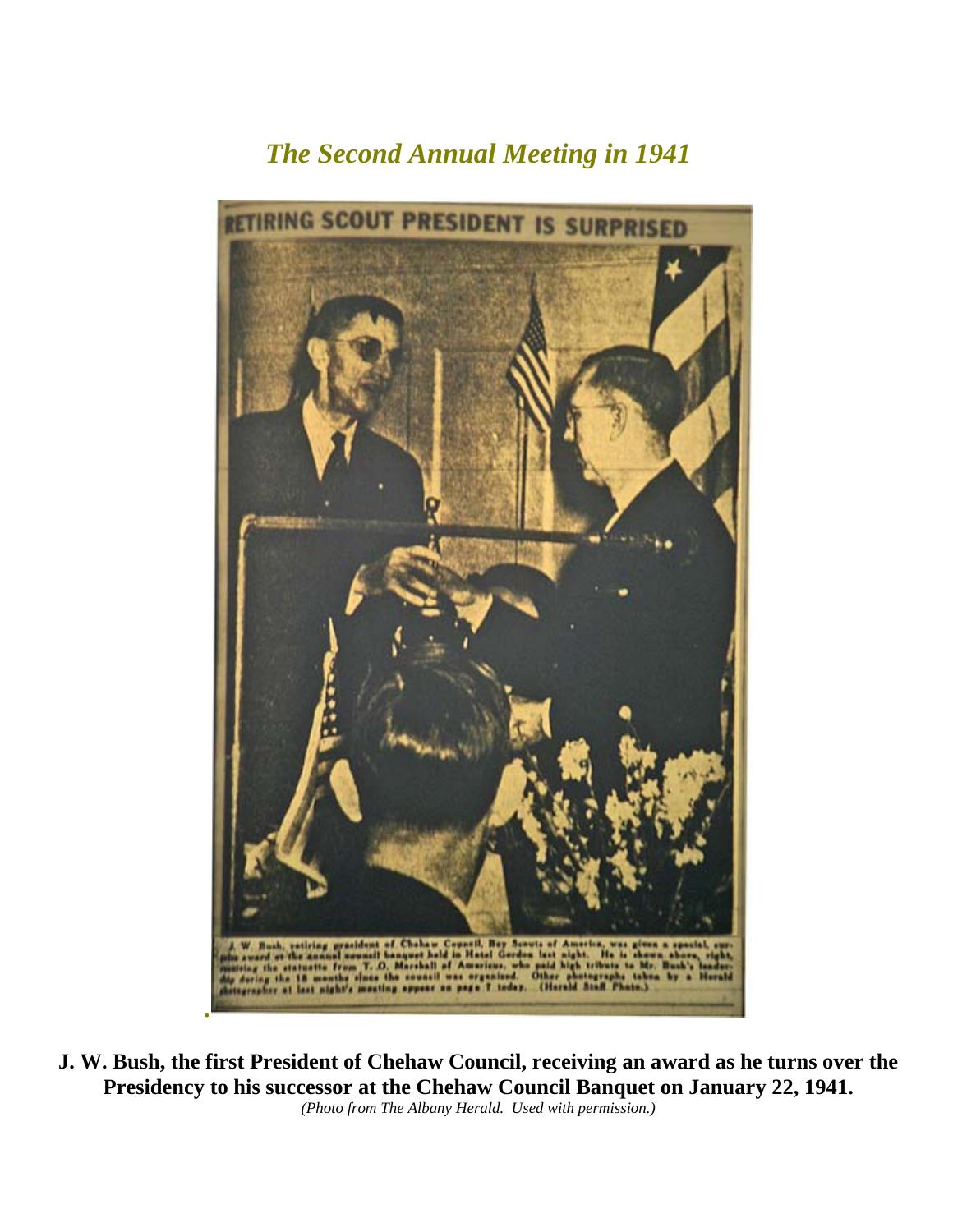# *The Second Annual Meeting in 1941*

RETIRING SCOUT PRESIDENT IS SURPRISED

J. W. Bush, retiring president of Chehaw Council, Boy Scouts of America, was given a special, surprise award at the annual council banquet held in Hotel Gordon last night. He is shown above, right, receiving the statuette from T. O. Marshall of Americus, who paid high tribute to Mr. Bush's leadership during the 18 months since the council was organized. Other photographs taken by a Herald photographer at last night's meeting appear on page 7 today. (Herald Staff Photo.)

**J. W. Bush, the first President of Chehaw Council, receiving an award as he turns over the Presidency to his successor at the Chehaw Council Banquet on January 22, 1941.**

*(Photo from The Albany Herald. Used with permission.)*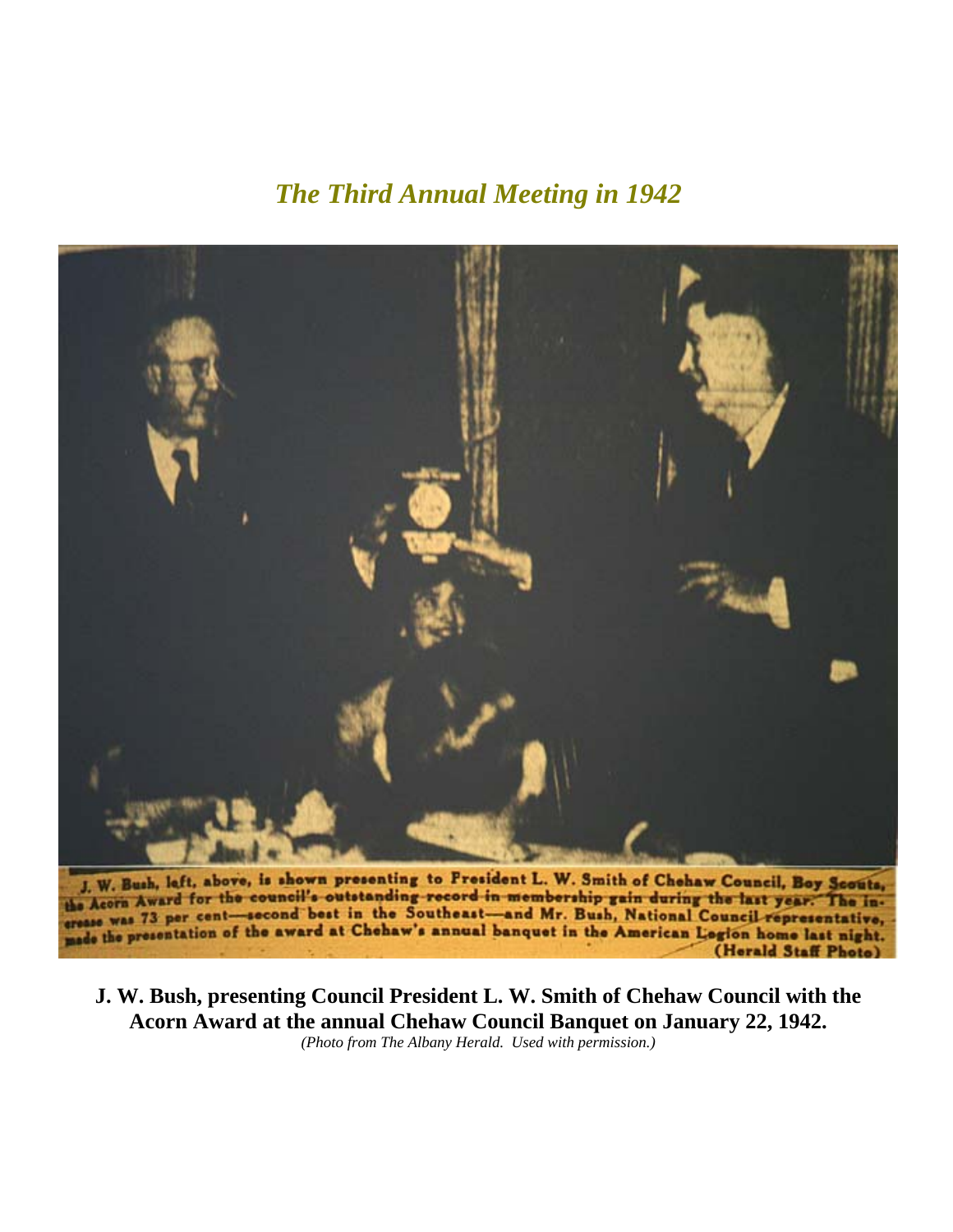## *The Third Annual Meeting in 1942*

J. W. Bush, left, above, is shown presenting to President L. W. Smith of Chehaw Council, Boy Scouts, the Acorn Award for the council's outstanding record in membership gain during the last year. The increase was 73 per cent—second best in the Southeast—and Mr. Bush, National Council representative, made the presentation of the award at Chehaw's annual banquet in the American Legion home last night. (Herald Staff Photo)

**J. W. Bush, presenting Council President L. W. Smith of Chehaw Council with the Acorn Award at the annual Chehaw Council Banquet on January 22, 1942.**

*(Photo from The Albany Herald. Used with permission.)*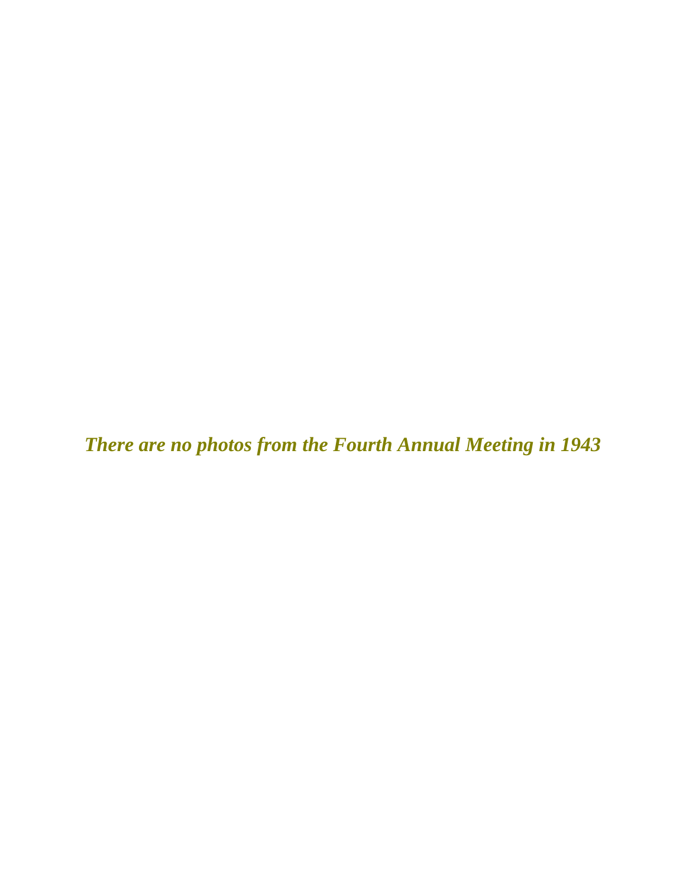***There are no photos from the Fourth Annual Meeting in 1943***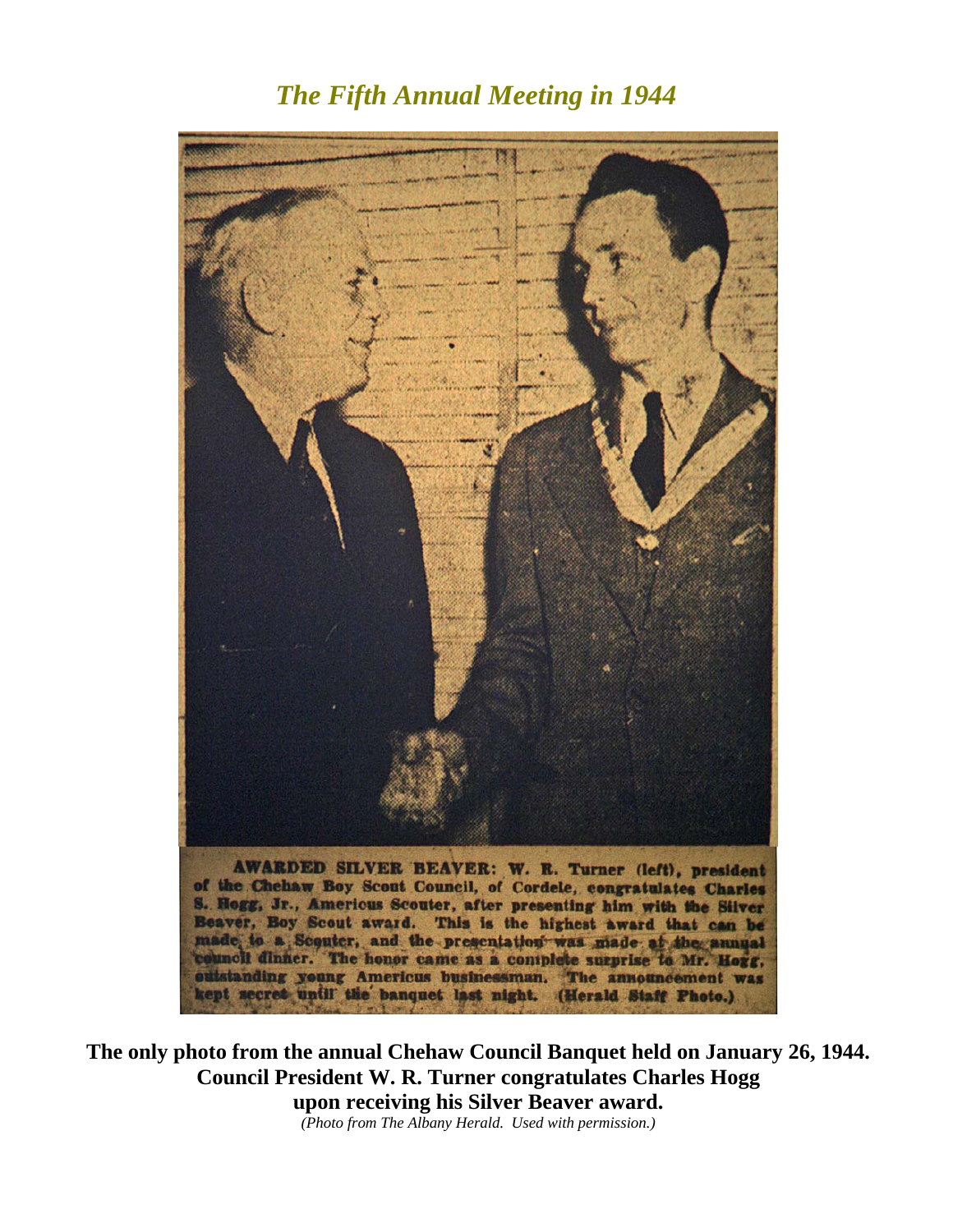## *The Fifth Annual Meeting in 1944*

AWARDED SILVER BEAVER: W. R. Turner (left), president of the Chehaw Boy Scout Council, of Cordele, congratulates Charles S. Hogg, Jr., Americus Scouter, after presenting him with the Silver Beaver, Boy Scout award. This is the highest award that can be made to a Scouter, and the presentation was made at the annual council dinner. The honor came as a complete surprise to Mr. Hogg, outstanding young Americus businessman. The announcement was kept secret until the banquet last night. (Herald Staff Photo.)

**The only photo from the annual Chehaw Council Banquet held on January 26, 1944. Council President W. R. Turner congratulates Charles Hogg upon receiving his Silver Beaver award.**

*(Photo from The Albany Herald. Used with permission.)*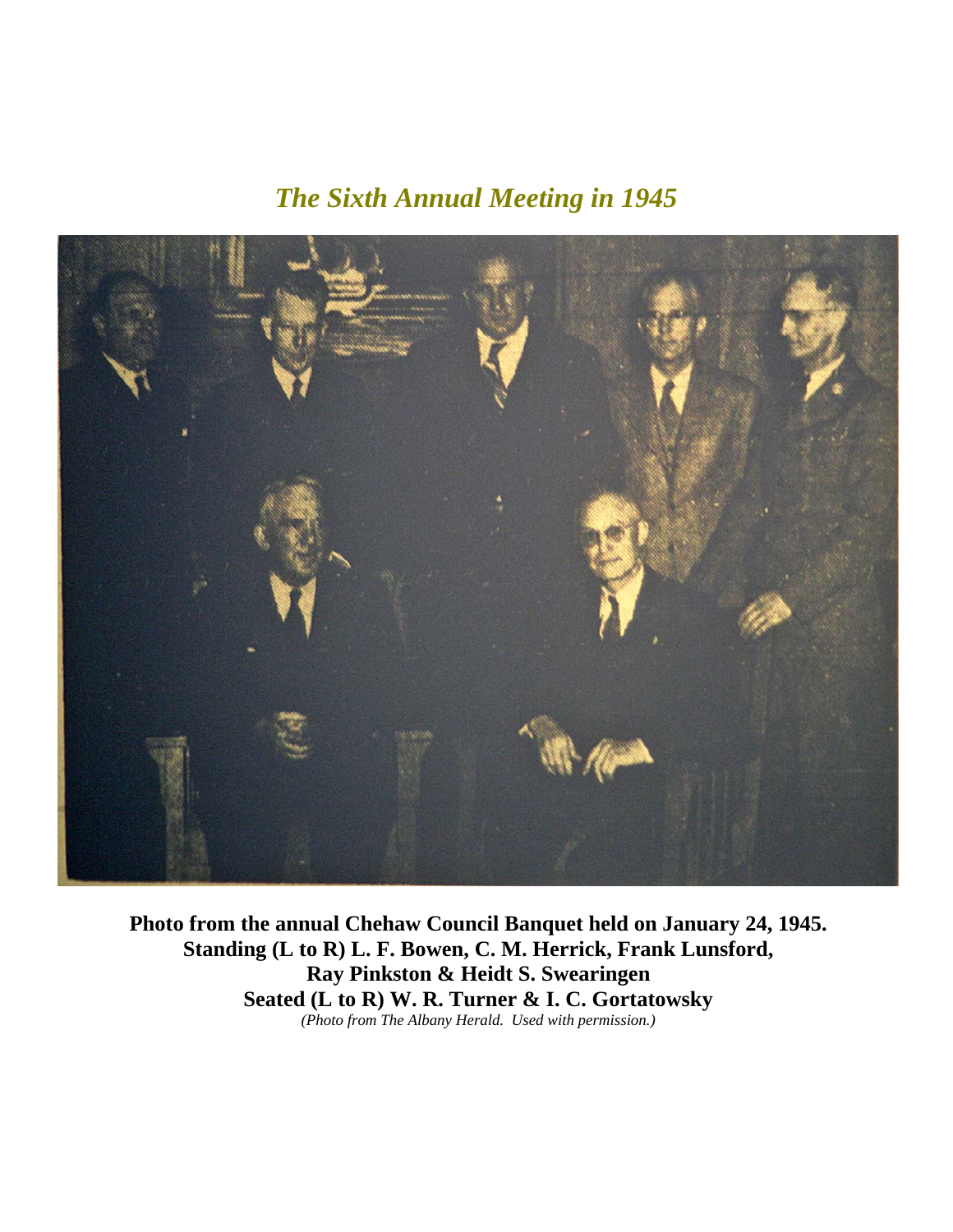## *The Sixth Annual Meeting in 1945*

**Photo from the annual Chehaw Council Banquet held on January 24, 1945.**
**Standing (L to R) L. F. Bowen, C. M. Herrick, Frank Lunsford,**
**Ray Pinkston & Heidt S. Swearingen**
**Seated (L to R) W. R. Turner & I. C. Gortatowsky**
*(Photo from The Albany Herald. Used with permission.)*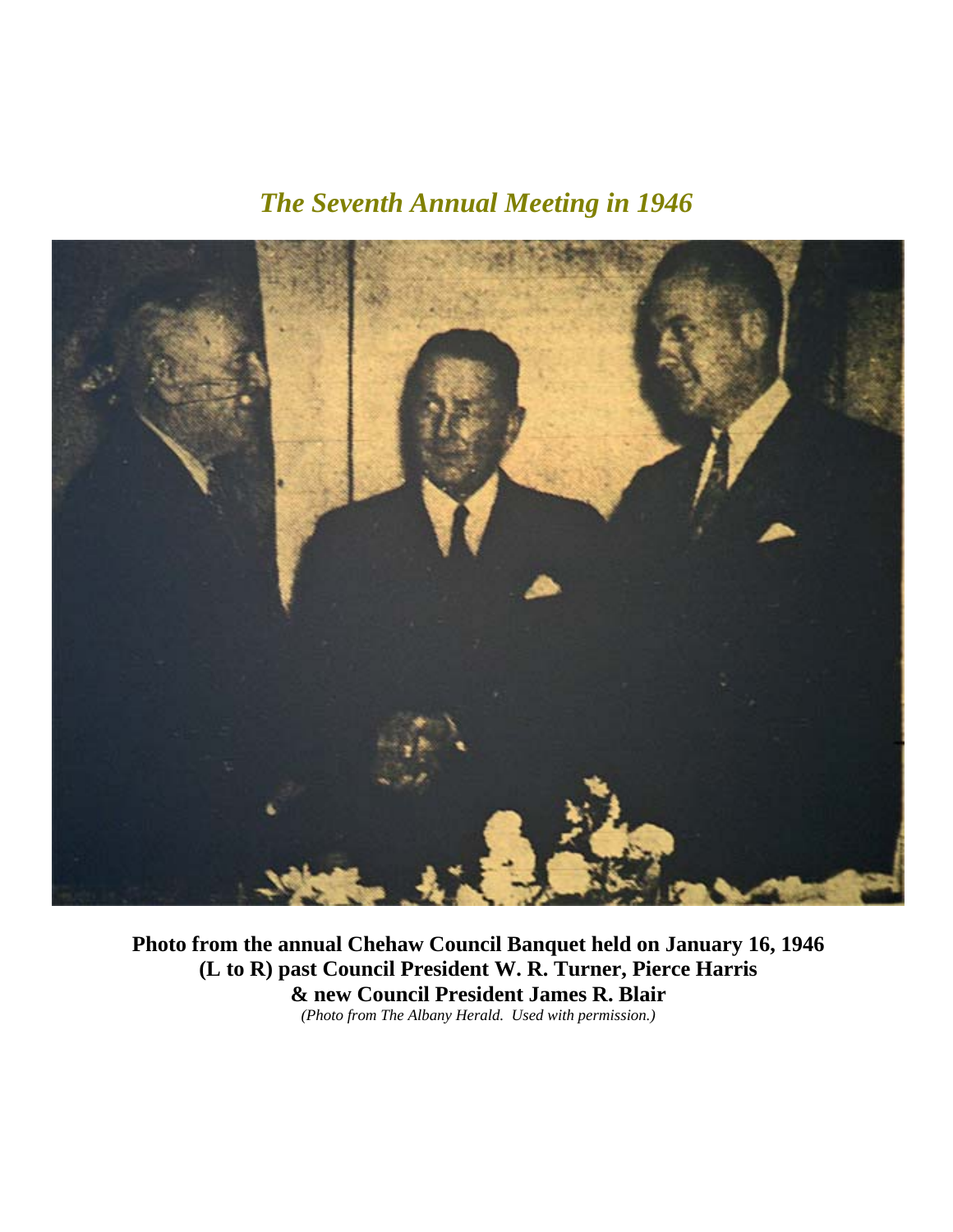## *The Seventh Annual Meeting in 1946*

**Photo from the annual Chehaw Council Banquet held on January 16, 1946**
**(L to R) past Council President W. R. Turner, Pierce Harris**
**& new Council President James R. Blair**
*(Photo from The Albany Herald. Used with permission.)*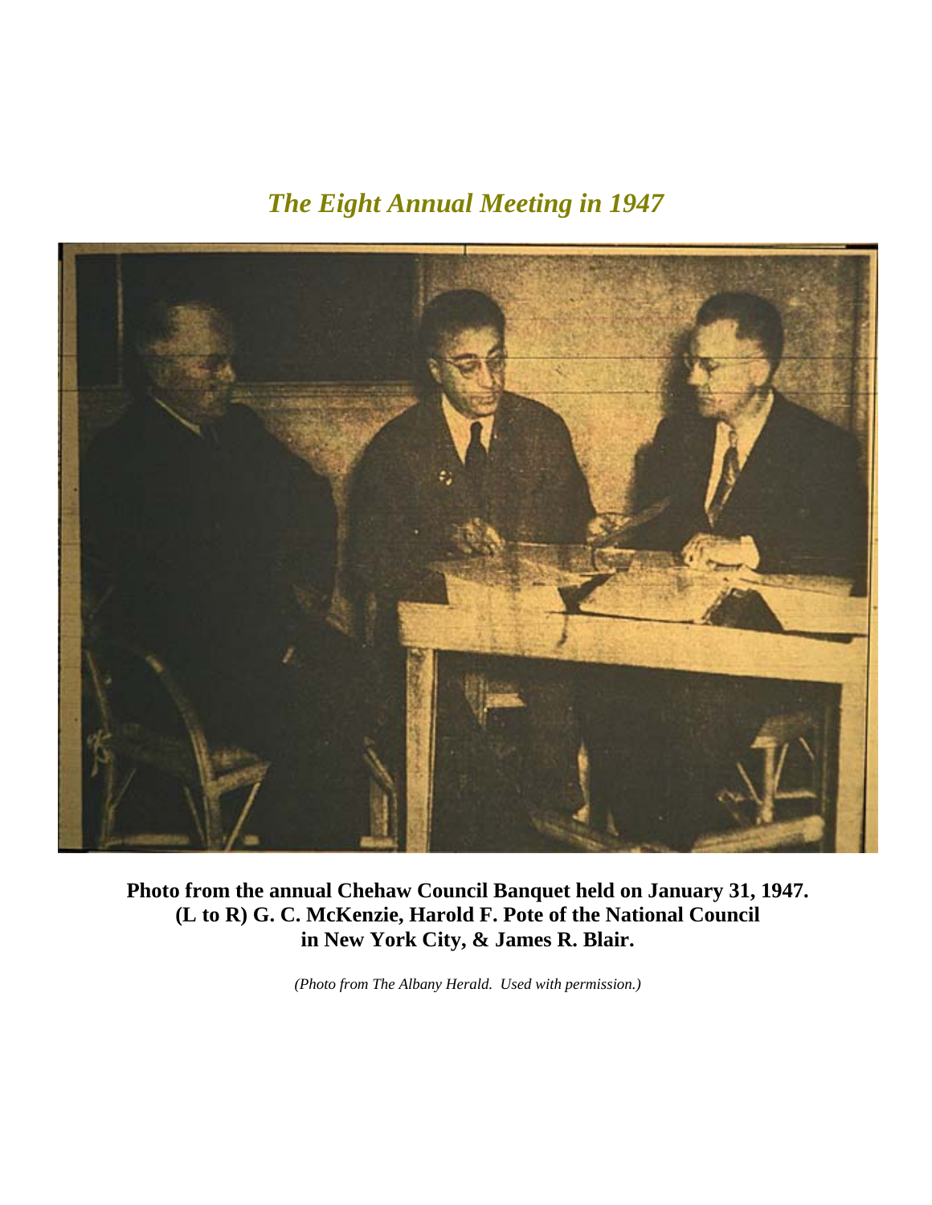## *The Eight Annual Meeting in 1947*

**Photo from the annual Chehaw Council Banquet held on January 31, 1947. (L to R) G. C. McKenzie, Harold F. Pote of the National Council in New York City, & James R. Blair.**

*(Photo from The Albany Herald. Used with permission.)*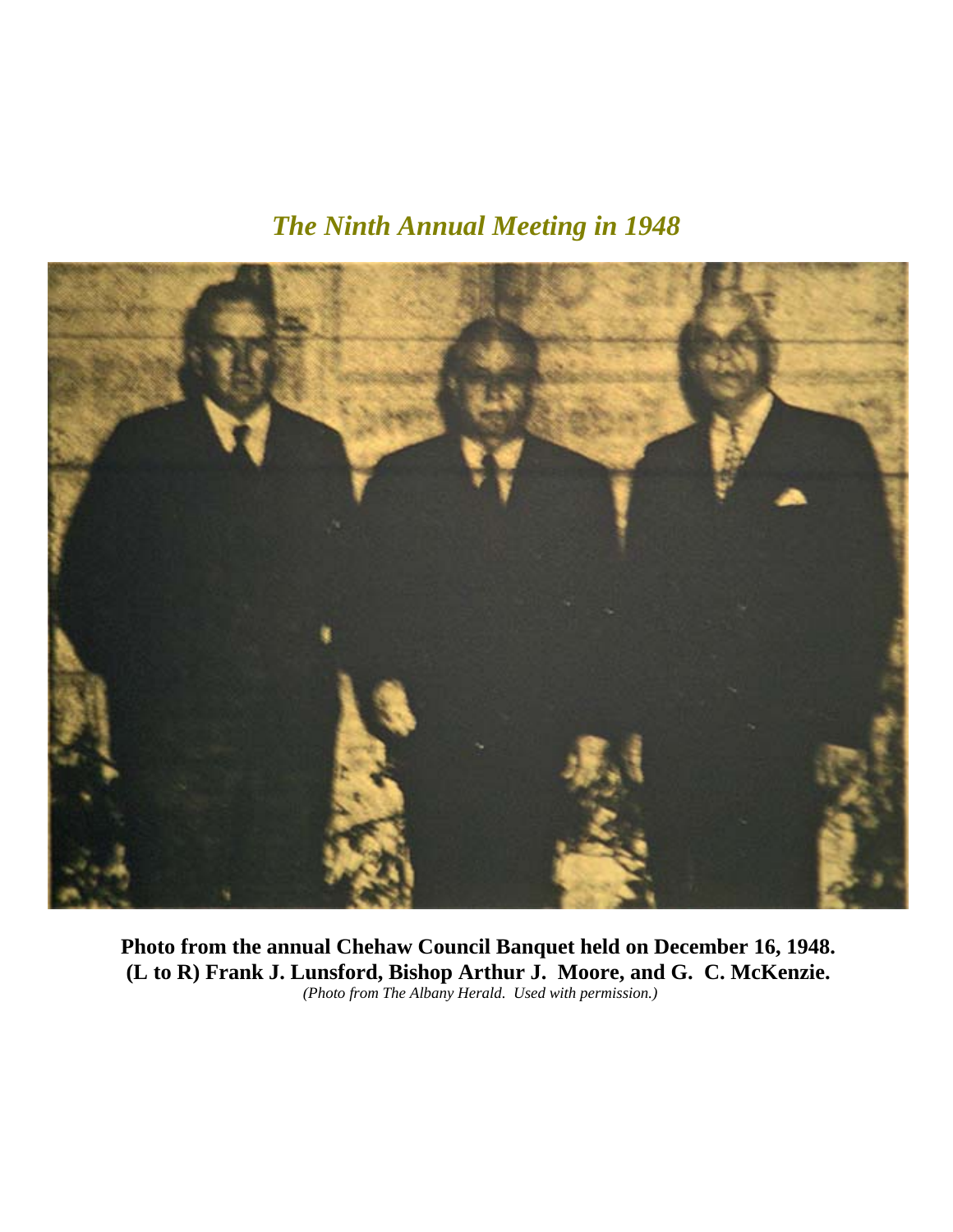## *The Ninth Annual Meeting in 1948*

**Photo from the annual Chehaw Council Banquet held on December 16, 1948.**
**(L to R) Frank J. Lunsford, Bishop Arthur J. Moore, and G. C. McKenzie.**
*(Photo from The Albany Herald. Used with permission.)*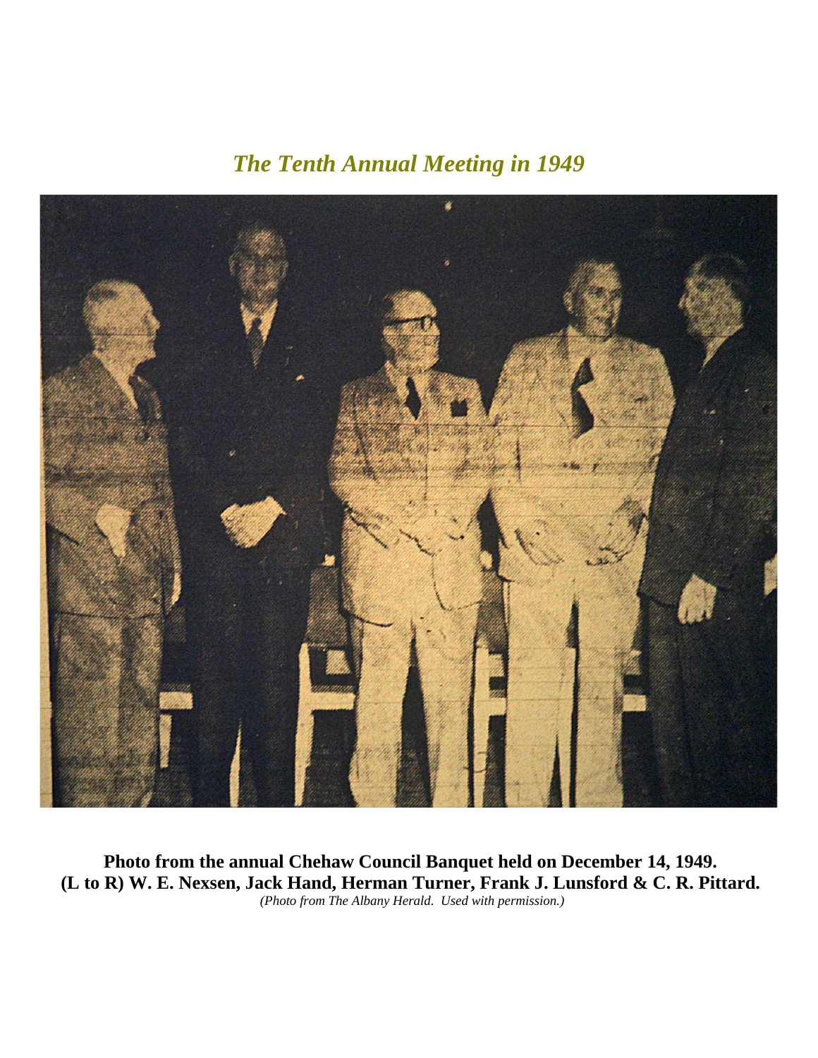## *The Tenth Annual Meeting in 1949*

**Photo from the annual Chehaw Council Banquet held on December 14, 1949.**
**(L to R) W. E. Nexsen, Jack Hand, Herman Turner, Frank J. Lunsford & C. R. Pittard.**
*(Photo from The Albany Herald. Used with permission.)*